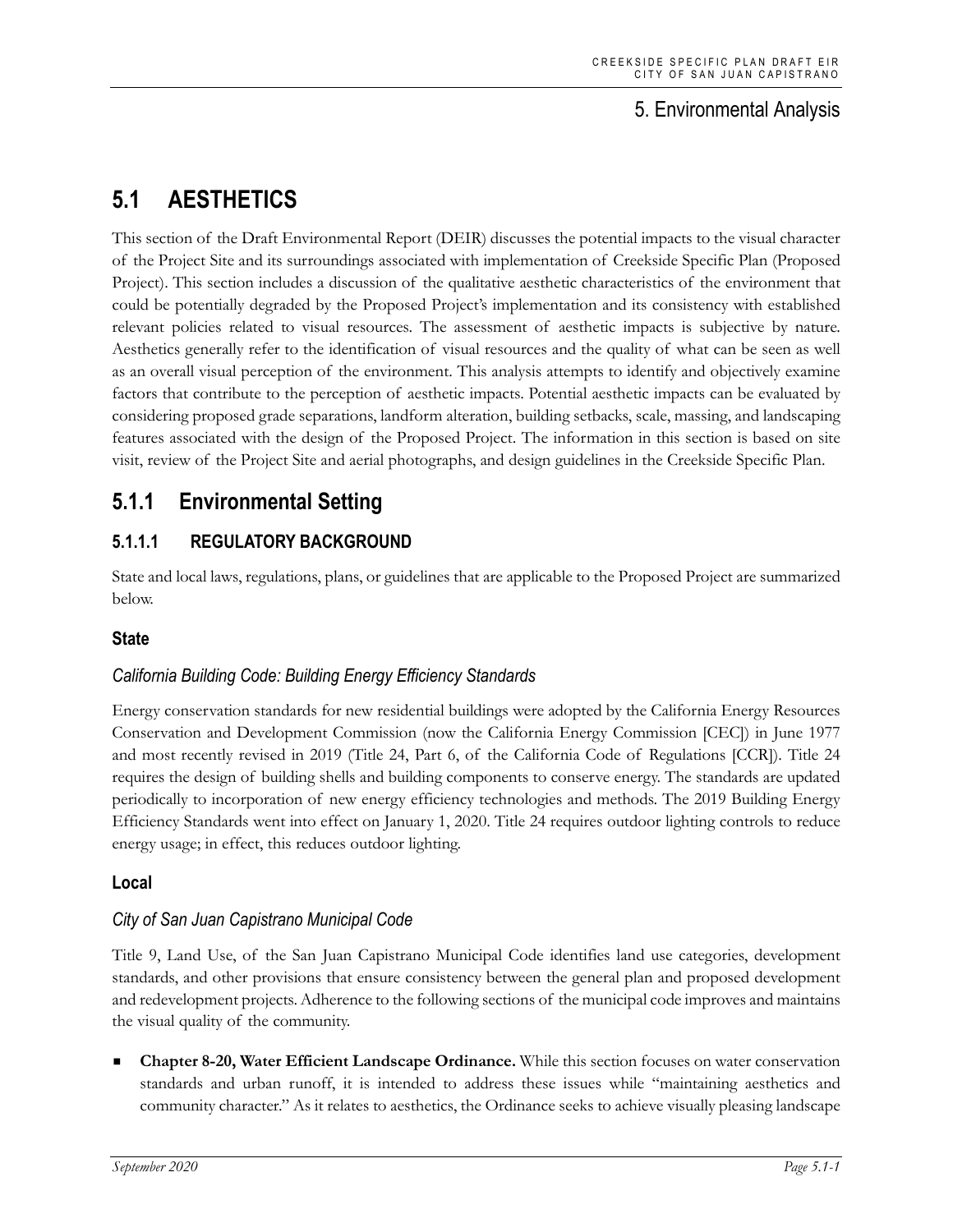# 5. Environmental Analysis

# 5.1 AESTHETICS

This section of the Draft Environmental Report (DEIR) discusses the potential impacts to the visual character of the Project Site and its surroundings associated with implementation of Creekside Specific Plan (Proposed Project). This section includes a discussion of the qualitative aesthetic characteristics of the environment that could be potentially degraded by the Proposed Project's implementation and its consistency with established relevant policies related to visual resources. The assessment of aesthetic impacts is subjective by nature. Aesthetics generally refer to the identification of visual resources and the quality of what can be seen as well as an overall visual perception of the environment. This analysis attempts to identify and objectively examine factors that contribute to the perception of aesthetic impacts. Potential aesthetic impacts can be evaluated by considering proposed grade separations, landform alteration, building setbacks, scale, massing, and landscaping features associated with the design of the Proposed Project. The information in this section is based on site visit, review of the Project Site and aerial photographs, and design guidelines in the Creekside Specific Plan.

## 5.1.1 Environmental Setting

### 5.1.1.1 REGULATORY BACKGROUND

State and local laws, regulations, plans, or guidelines that are applicable to the Proposed Project are summarized below.

#### State

*California Building Code: Building Energy Efficiency Standards*

Energy conservation standards for new residential buildings were adopted by the California Energy Resources Conservation and Development Commission (now the California Energy Commission [CEC]) in June 1977 and most recently revised in 2019 (Title 24, Part 6, of the California Code of Regulations [CCR]). Title 24 requires the design of building shells and building components to conserve energy. The standards are updated periodically to incorporation of new energy efficiency technologies and methods. The 2019 Building Energy Efficiency Standards went into effect on January 1, 2020. Title 24 requires outdoor lighting controls to reduce energy usage; in effect, this reduces outdoor lighting.

#### Local

*City of San Juan Capistrano Municipal Code*

Title 9, Land Use, of the San Juan Capistrano Municipal Code identifies land use categories, development standards, and other provisions that ensure consistency between the general plan and proposed development and redevelopment projects. Adherence to the following sections of the municipal code improves and maintains the visual quality of the community.

- **Chapter 8-20, Water Efficient Landscape Ordinance.** While this section focuses on water conservation standards and urban runoff, it is intended to address these issues while "maintaining aesthetics and community character." As it relates to aesthetics, the Ordinance seeks to achieve visually pleasing landscape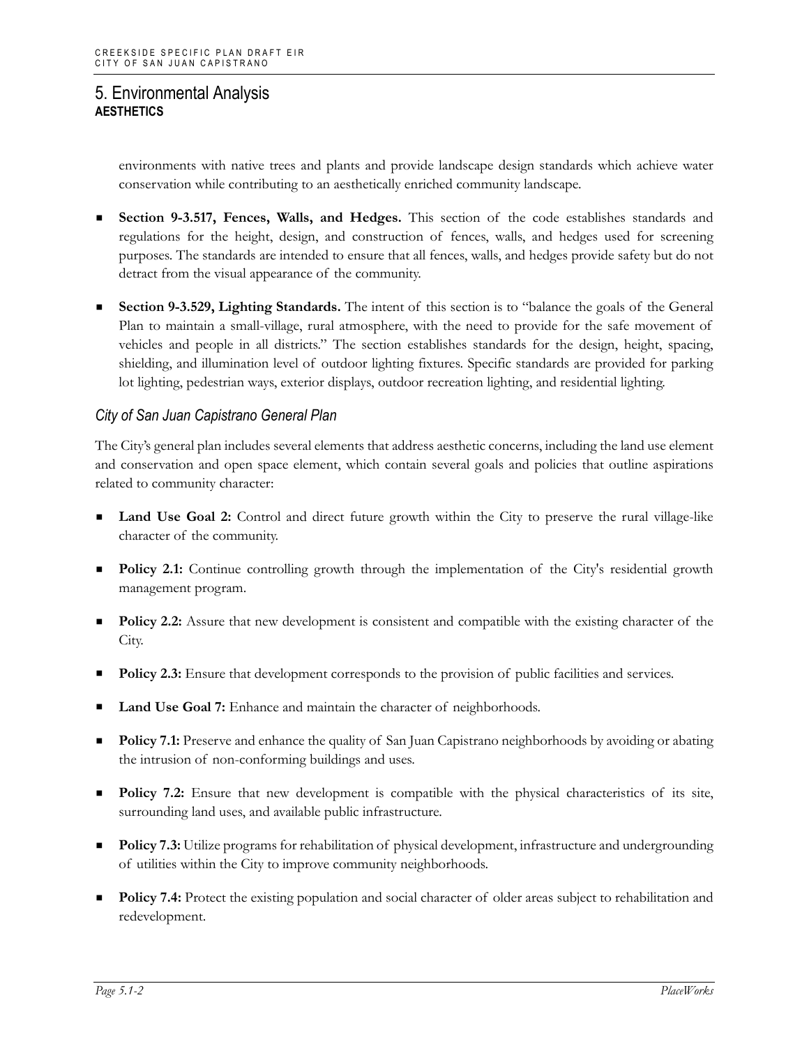environments with native trees and plants and provide landscape design standards which achieve water conservation while contributing to an aesthetically enriched community landscape.

- **Section 9-3.517, Fences, Walls, and Hedges.** This section of the code establishes standards and regulations for the height, design, and construction of fences, walls, and hedges used for screening purposes. The standards are intended to ensure that all fences, walls, and hedges provide safety but do not detract from the visual appearance of the community.
- **Section 9-3.529, Lighting Standards.** The intent of this section is to "balance the goals of the General Plan to maintain a small-village, rural atmosphere, with the need to provide for the safe movement of vehicles and people in all districts." The section establishes standards for the design, height, spacing, shielding, and illumination level of outdoor lighting fixtures. Specific standards are provided for parking lot lighting, pedestrian ways, exterior displays, outdoor recreation lighting, and residential lighting.

### *City of San Juan Capistrano General Plan*

The City's general plan includes several elements that address aesthetic concerns, including the land use element and conservation and open space element, which contain several goals and policies that outline aspirations related to community character:

- **Land Use Goal 2:** Control and direct future growth within the City to preserve the rural village-like character of the community.
- **Policy 2.1:** Continue controlling growth through the implementation of the City's residential growth management program.
- **Policy 2.2:** Assure that new development is consistent and compatible with the existing character of the City.
- **Policy 2.3:** Ensure that development corresponds to the provision of public facilities and services.
- **Land Use Goal 7:** Enhance and maintain the character of neighborhoods.
- **Policy 7.1:** Preserve and enhance the quality of San Juan Capistrano neighborhoods by avoiding or abating the intrusion of non-conforming buildings and uses.
- **Policy 7.2:** Ensure that new development is compatible with the physical characteristics of its site, surrounding land uses, and available public infrastructure.
- **Policy 7.3:** Utilize programs for rehabilitation of physical development, infrastructure and undergrounding of utilities within the City to improve community neighborhoods.
- **Policy 7.4:** Protect the existing population and social character of older areas subject to rehabilitation and redevelopment.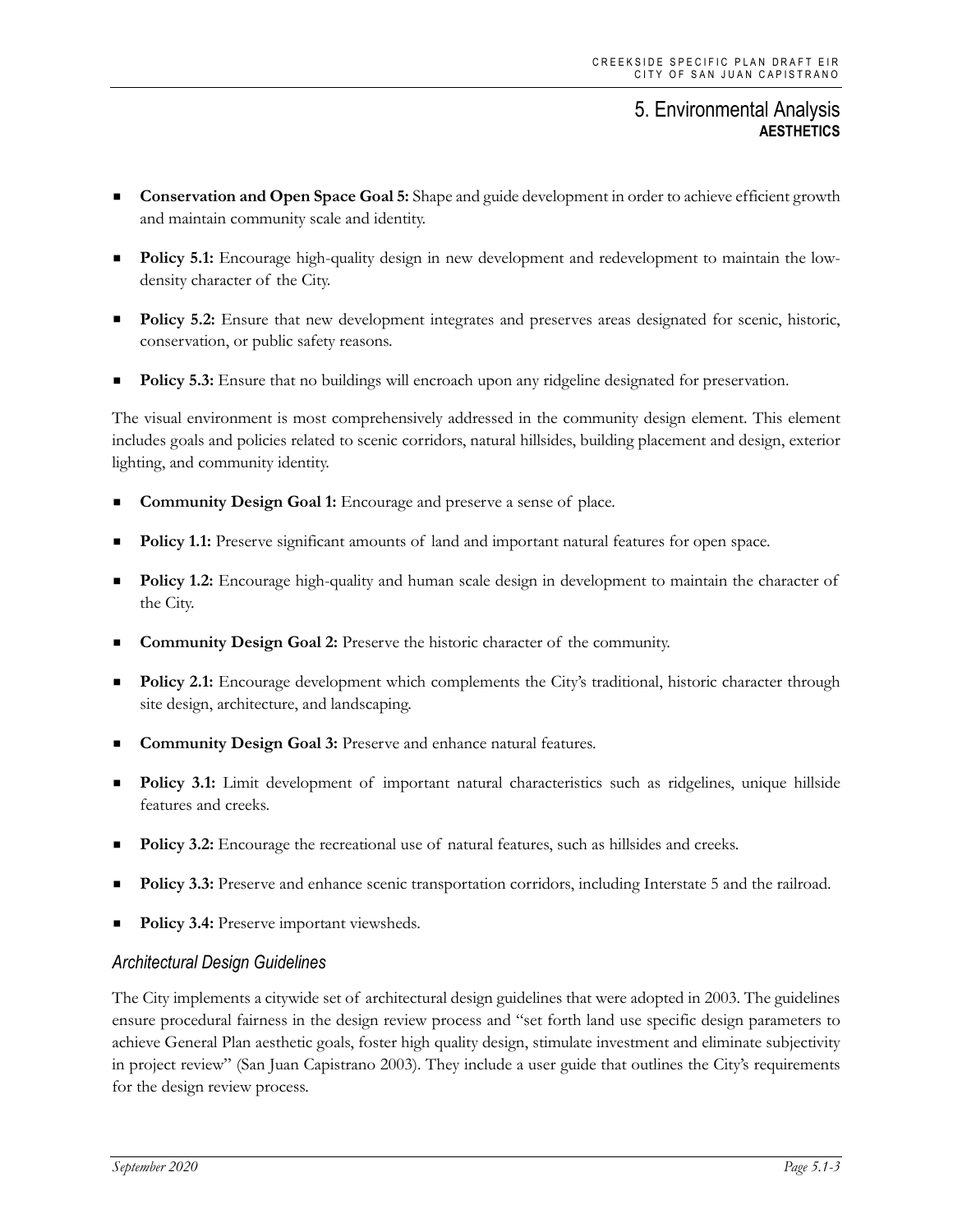- **Conservation and Open Space Goal 5:** Shape and guide development in order to achieve efficient growth and maintain community scale and identity.
- **Policy 5.1:** Encourage high-quality design in new development and redevelopment to maintain the low-density character of the City.
- **Policy 5.2:** Ensure that new development integrates and preserves areas designated for scenic, historic, conservation, or public safety reasons.
- **Policy 5.3:** Ensure that no buildings will encroach upon any ridgeline designated for preservation.

The visual environment is most comprehensively addressed in the community design element. This element includes goals and policies related to scenic corridors, natural hillsides, building placement and design, exterior lighting, and community identity.

- **Community Design Goal 1:** Encourage and preserve a sense of place.
- **Policy 1.1:** Preserve significant amounts of land and important natural features for open space.
- **Policy 1.2:** Encourage high-quality and human scale design in development to maintain the character of the City.
- **Community Design Goal 2:** Preserve the historic character of the community.
- **Policy 2.1:** Encourage development which complements the City's traditional, historic character through site design, architecture, and landscaping.
- **Community Design Goal 3:** Preserve and enhance natural features.
- **Policy 3.1:** Limit development of important natural characteristics such as ridgelines, unique hillside features and creeks.
- **Policy 3.2:** Encourage the recreational use of natural features, such as hillsides and creeks.
- **Policy 3.3:** Preserve and enhance scenic transportation corridors, including Interstate 5 and the railroad.
- **Policy 3.4:** Preserve important viewsheds.

### *Architectural Design Guidelines*

The City implements a citywide set of architectural design guidelines that were adopted in 2003. The guidelines ensure procedural fairness in the design review process and "set forth land use specific design parameters to achieve General Plan aesthetic goals, foster high quality design, stimulate investment and eliminate subjectivity in project review" (San Juan Capistrano 2003). They include a user guide that outlines the City's requirements for the design review process.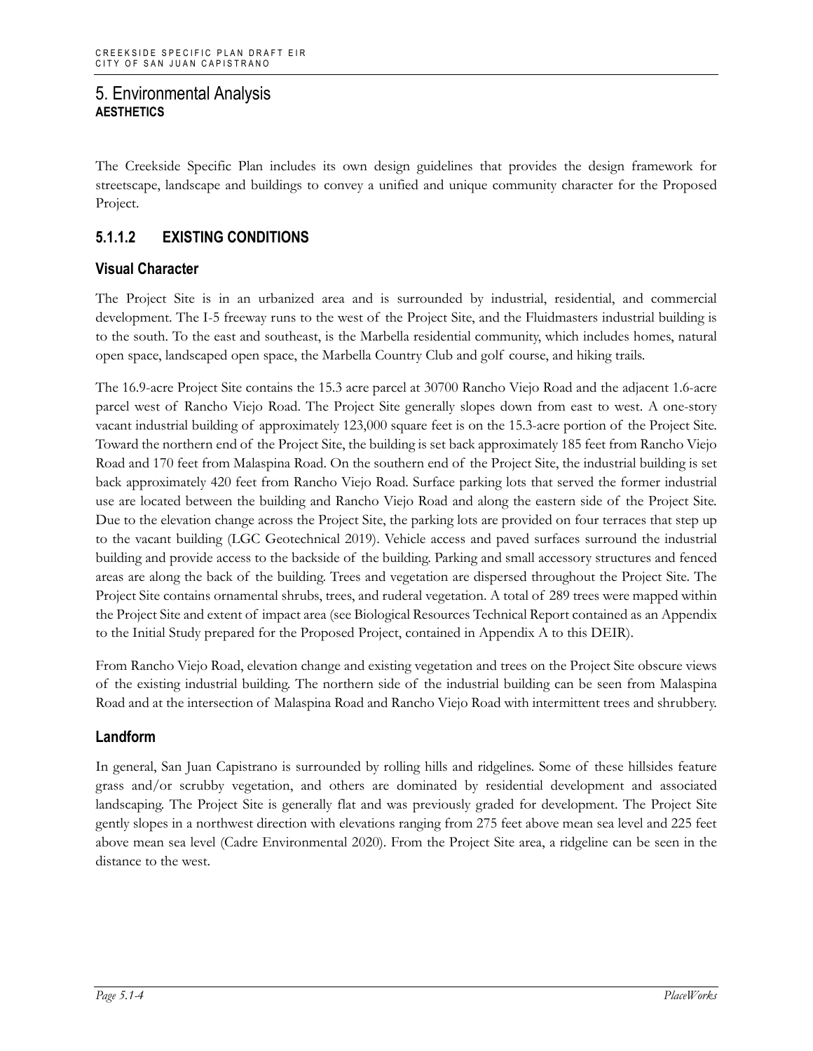# 5. Environmental Analysis
**AESTHETICS**

The Creekside Specific Plan includes its own design guidelines that provides the design framework for streetscape, landscape and buildings to convey a unified and unique community character for the Proposed Project.

## 5.1.1.2 EXISTING CONDITIONS

### Visual Character

The Project Site is in an urbanized area and is surrounded by industrial, residential, and commercial development. The I-5 freeway runs to the west of the Project Site, and the Fluidmasters industrial building is to the south. To the east and southeast, is the Marbella residential community, which includes homes, natural open space, landscaped open space, the Marbella Country Club and golf course, and hiking trails.

The 16.9-acre Project Site contains the 15.3 acre parcel at 30700 Rancho Viejo Road and the adjacent 1.6-acre parcel west of Rancho Viejo Road. The Project Site generally slopes down from east to west. A one-story vacant industrial building of approximately 123,000 square feet is on the 15.3-acre portion of the Project Site. Toward the northern end of the Project Site, the building is set back approximately 185 feet from Rancho Viejo Road and 170 feet from Malaspina Road. On the southern end of the Project Site, the industrial building is set back approximately 420 feet from Rancho Viejo Road. Surface parking lots that served the former industrial use are located between the building and Rancho Viejo Road and along the eastern side of the Project Site. Due to the elevation change across the Project Site, the parking lots are provided on four terraces that step up to the vacant building (LGC Geotechnical 2019). Vehicle access and paved surfaces surround the industrial building and provide access to the backside of the building. Parking and small accessory structures and fenced areas are along the back of the building. Trees and vegetation are dispersed throughout the Project Site. The Project Site contains ornamental shrubs, trees, and ruderal vegetation. A total of 289 trees were mapped within the Project Site and extent of impact area (see Biological Resources Technical Report contained as an Appendix to the Initial Study prepared for the Proposed Project, contained in Appendix A to this DEIR).

From Rancho Viejo Road, elevation change and existing vegetation and trees on the Project Site obscure views of the existing industrial building. The northern side of the industrial building can be seen from Malaspina Road and at the intersection of Malaspina Road and Rancho Viejo Road with intermittent trees and shrubbery.

### Landform

In general, San Juan Capistrano is surrounded by rolling hills and ridgelines. Some of these hillsides feature grass and/or scrubby vegetation, and others are dominated by residential development and associated landscaping. The Project Site is generally flat and was previously graded for development. The Project Site gently slopes in a northwest direction with elevations ranging from 275 feet above mean sea level and 225 feet above mean sea level (Cadre Environmental 2020). From the Project Site area, a ridgeline can be seen in the distance to the west.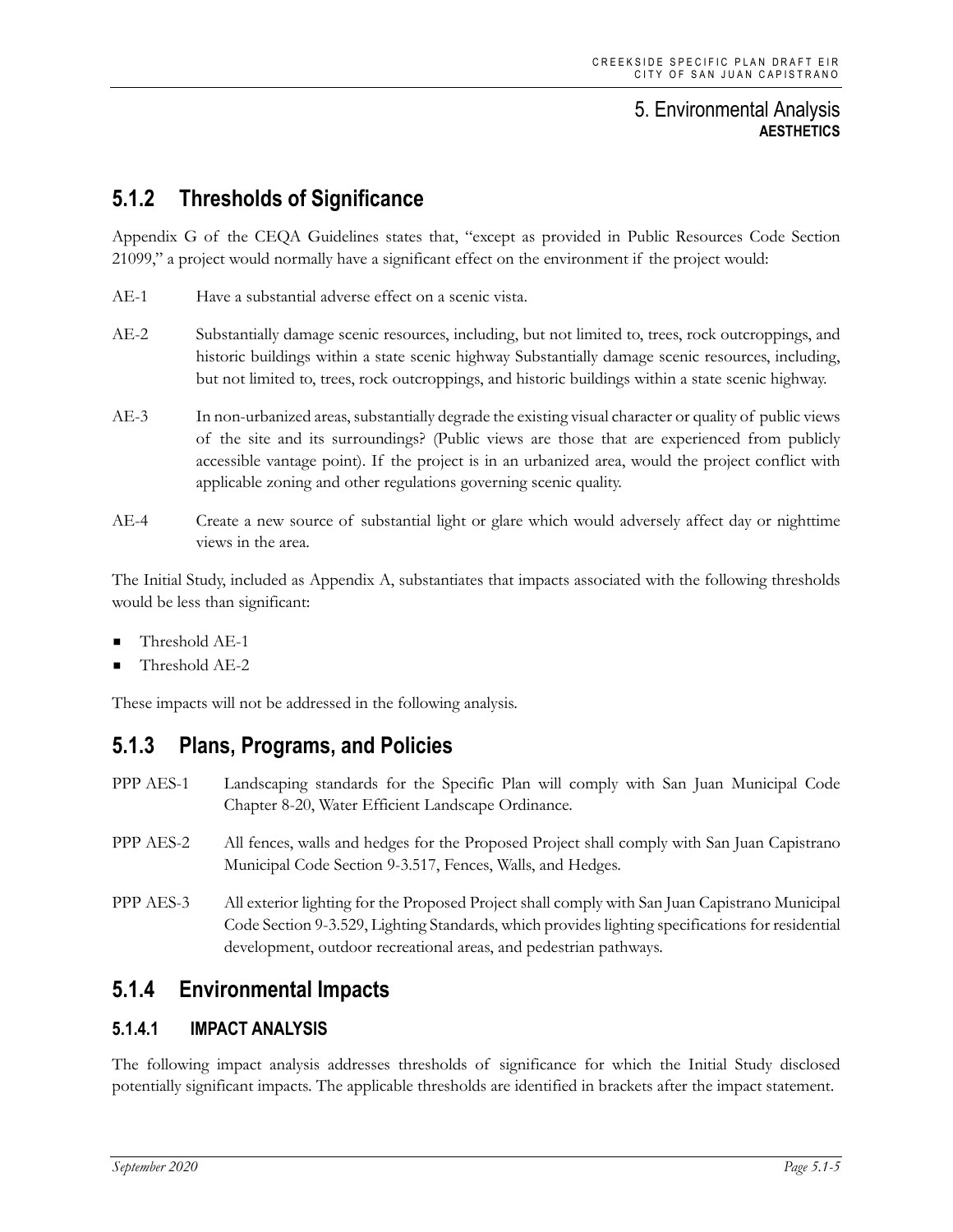## 5.1.2 Thresholds of Significance

Appendix G of the CEQA Guidelines states that, "except as provided in Public Resources Code Section 21099," a project would normally have a significant effect on the environment if the project would:

AE-1 Have a substantial adverse effect on a scenic vista.

AE-2 Substantially damage scenic resources, including, but not limited to, trees, rock outcroppings, and historic buildings within a state scenic highway Substantially damage scenic resources, including, but not limited to, trees, rock outcroppings, and historic buildings within a state scenic highway.

AE-3 In non-urbanized areas, substantially degrade the existing visual character or quality of public views of the site and its surroundings? (Public views are those that are experienced from publicly accessible vantage point). If the project is in an urbanized area, would the project conflict with applicable zoning and other regulations governing scenic quality.

AE-4 Create a new source of substantial light or glare which would adversely affect day or nighttime views in the area.

The Initial Study, included as Appendix A, substantiates that impacts associated with the following thresholds would be less than significant:

- Threshold AE-1
- Threshold AE-2

These impacts will not be addressed in the following analysis.

## 5.1.3 Plans, Programs, and Policies

PPP AES-1 Landscaping standards for the Specific Plan will comply with San Juan Municipal Code Chapter 8-20, Water Efficient Landscape Ordinance.

PPP AES-2 All fences, walls and hedges for the Proposed Project shall comply with San Juan Capistrano Municipal Code Section 9-3.517, Fences, Walls, and Hedges.

PPP AES-3 All exterior lighting for the Proposed Project shall comply with San Juan Capistrano Municipal Code Section 9-3.529, Lighting Standards, which provides lighting specifications for residential development, outdoor recreational areas, and pedestrian pathways.

## 5.1.4 Environmental Impacts

### 5.1.4.1 IMPACT ANALYSIS

The following impact analysis addresses thresholds of significance for which the Initial Study disclosed potentially significant impacts. The applicable thresholds are identified in brackets after the impact statement.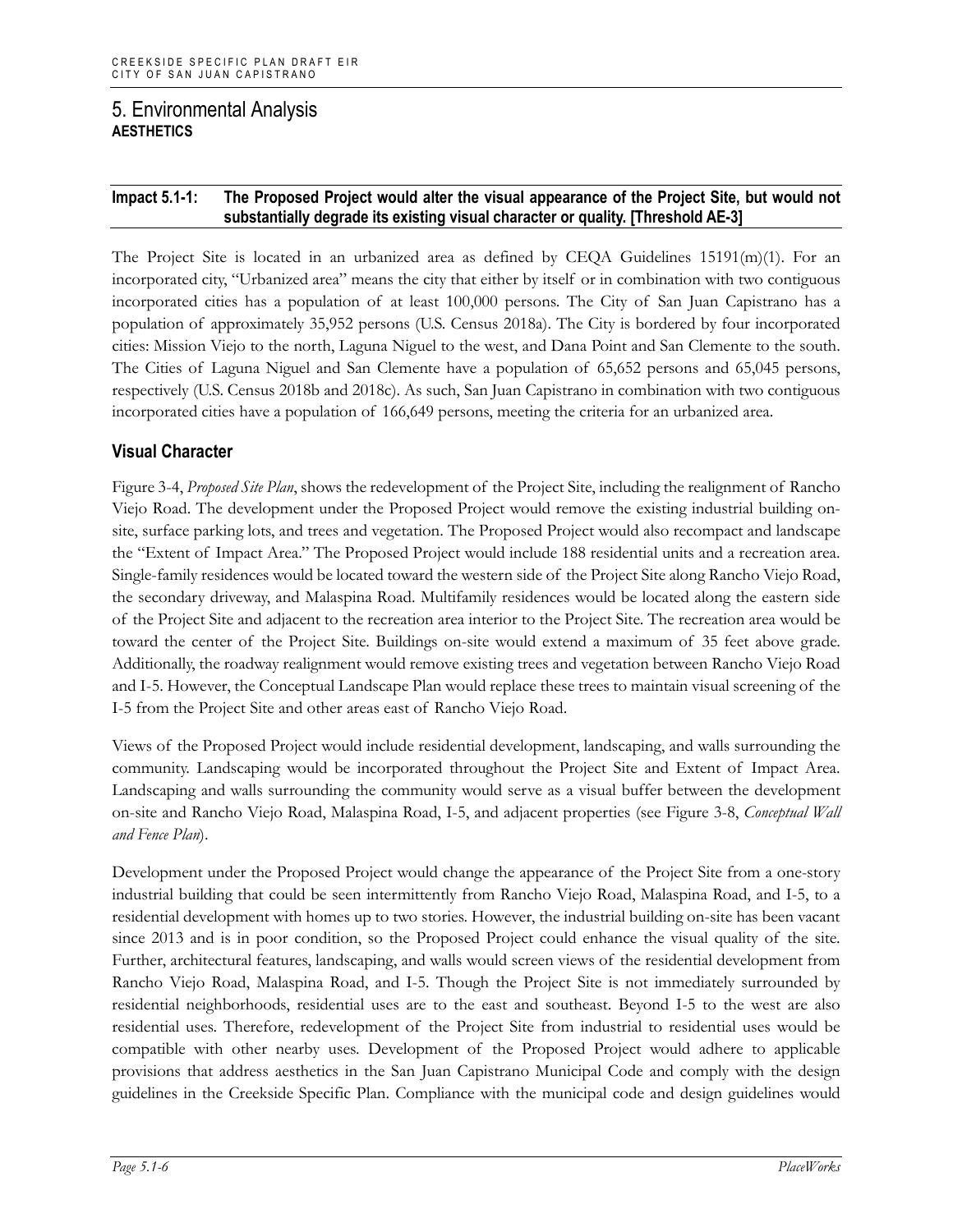# 5. Environmental Analysis
## AESTHETICS

**Impact 5.1-1: The Proposed Project would alter the visual appearance of the Project Site, but would not substantially degrade its existing visual character or quality. [Threshold AE-3]**

The Project Site is located in an urbanized area as defined by CEQA Guidelines 15191(m)(1). For an incorporated city, "Urbanized area" means the city that either by itself or in combination with two contiguous incorporated cities has a population of at least 100,000 persons. The City of San Juan Capistrano has a population of approximately 35,952 persons (U.S. Census 2018a). The City is bordered by four incorporated cities: Mission Viejo to the north, Laguna Niguel to the west, and Dana Point and San Clemente to the south. The Cities of Laguna Niguel and San Clemente have a population of 65,652 persons and 65,045 persons, respectively (U.S. Census 2018b and 2018c). As such, San Juan Capistrano in combination with two contiguous incorporated cities have a population of 166,649 persons, meeting the criteria for an urbanized area.

### Visual Character

Figure 3-4, *Proposed Site Plan*, shows the redevelopment of the Project Site, including the realignment of Rancho Viejo Road. The development under the Proposed Project would remove the existing industrial building on-site, surface parking lots, and trees and vegetation. The Proposed Project would also recompact and landscape the "Extent of Impact Area." The Proposed Project would include 188 residential units and a recreation area. Single-family residences would be located toward the western side of the Project Site along Rancho Viejo Road, the secondary driveway, and Malaspina Road. Multifamily residences would be located along the eastern side of the Project Site and adjacent to the recreation area interior to the Project Site. The recreation area would be toward the center of the Project Site. Buildings on-site would extend a maximum of 35 feet above grade. Additionally, the roadway realignment would remove existing trees and vegetation between Rancho Viejo Road and I-5. However, the Conceptual Landscape Plan would replace these trees to maintain visual screening of the I-5 from the Project Site and other areas east of Rancho Viejo Road.

Views of the Proposed Project would include residential development, landscaping, and walls surrounding the community. Landscaping would be incorporated throughout the Project Site and Extent of Impact Area. Landscaping and walls surrounding the community would serve as a visual buffer between the development on-site and Rancho Viejo Road, Malaspina Road, I-5, and adjacent properties (see Figure 3-8, *Conceptual Wall and Fence Plan*).

Development under the Proposed Project would change the appearance of the Project Site from a one-story industrial building that could be seen intermittently from Rancho Viejo Road, Malaspina Road, and I-5, to a residential development with homes up to two stories. However, the industrial building on-site has been vacant since 2013 and is in poor condition, so the Proposed Project could enhance the visual quality of the site. Further, architectural features, landscaping, and walls would screen views of the residential development from Rancho Viejo Road, Malaspina Road, and I-5. Though the Project Site is not immediately surrounded by residential neighborhoods, residential uses are to the east and southeast. Beyond I-5 to the west are also residential uses. Therefore, redevelopment of the Project Site from industrial to residential uses would be compatible with other nearby uses. Development of the Proposed Project would adhere to applicable provisions that address aesthetics in the San Juan Capistrano Municipal Code and comply with the design guidelines in the Creekside Specific Plan. Compliance with the municipal code and design guidelines would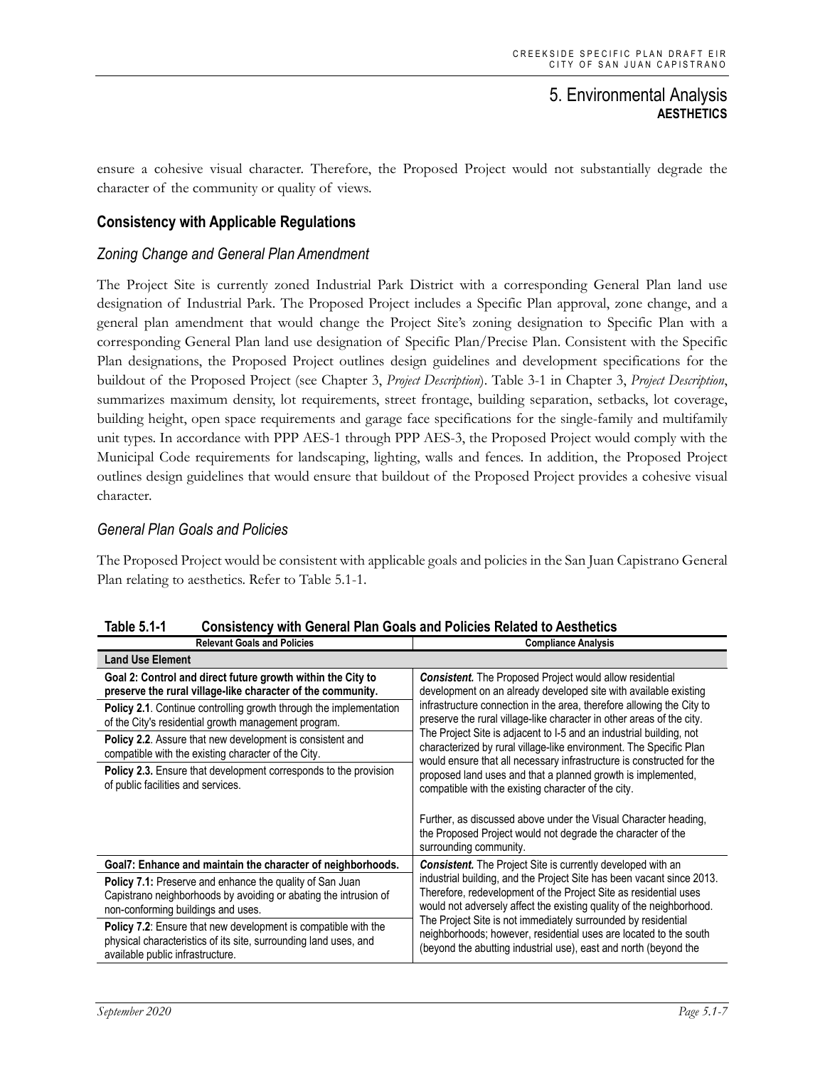ensure a cohesive visual character. Therefore, the Proposed Project would not substantially degrade the character of the community or quality of views.

### Consistency with Applicable Regulations

#### *Zoning Change and General Plan Amendment*

The Project Site is currently zoned Industrial Park District with a corresponding General Plan land use designation of Industrial Park. The Proposed Project includes a Specific Plan approval, zone change, and a general plan amendment that would change the Project Site's zoning designation to Specific Plan with a corresponding General Plan land use designation of Specific Plan/Precise Plan. Consistent with the Specific Plan designations, the Proposed Project outlines design guidelines and development specifications for the buildout of the Proposed Project (see Chapter 3, *Project Description*). Table 3-1 in Chapter 3, *Project Description*, summarizes maximum density, lot requirements, street frontage, building separation, setbacks, lot coverage, building height, open space requirements and garage face specifications for the single-family and multifamily unit types. In accordance with PPP AES-1 through PPP AES-3, the Proposed Project would comply with the Municipal Code requirements for landscaping, lighting, walls and fences. In addition, the Proposed Project outlines design guidelines that would ensure that buildout of the Proposed Project provides a cohesive visual character.

#### *General Plan Goals and Policies*

The Proposed Project would be consistent with applicable goals and policies in the San Juan Capistrano General Plan relating to aesthetics. Refer to Table 5.1-1.

**Table 5.1-1 Consistency with General Plan Goals and Policies Related to Aesthetics**

| Relevant Goals and Policies | Compliance Analysis |
|---|---|
| **Land Use Element** | |
| **Goal 2: Control and direct future growth within the City to preserve the rural village-like character of the community.**<br>**Policy 2.1**. Continue controlling growth through the implementation of the City's residential growth management program.<br>**Policy 2.2**. Assure that new development is consistent and compatible with the existing character of the City.<br>**Policy 2.3.** Ensure that development corresponds to the provision of public facilities and services. | ***Consistent.*** The Proposed Project would allow residential development on an already developed site with available existing infrastructure connection in the area, therefore allowing the City to preserve the rural village-like character in other areas of the city. The Project Site is adjacent to I-5 and an industrial building, not characterized by rural village-like environment. The Specific Plan would ensure that all necessary infrastructure is constructed for the proposed land uses and that a planned growth is implemented, compatible with the existing character of the city.<br><br>Further, as discussed above under the Visual Character heading, the Proposed Project would not degrade the character of the surrounding community. |
| **Goal7: Enhance and maintain the character of neighborhoods.**<br>**Policy 7.1:** Preserve and enhance the quality of San Juan Capistrano neighborhoods by avoiding or abating the intrusion of non-conforming buildings and uses.<br>**Policy 7.2**: Ensure that new development is compatible with the physical characteristics of its site, surrounding land uses, and available public infrastructure. | ***Consistent.*** The Project Site is currently developed with an industrial building, and the Project Site has been vacant since 2013. Therefore, redevelopment of the Project Site as residential uses would not adversely affect the existing quality of the neighborhood. The Project Site is not immediately surrounded by residential neighborhoods; however, residential uses are located to the south (beyond the abutting industrial use), east and north (beyond the |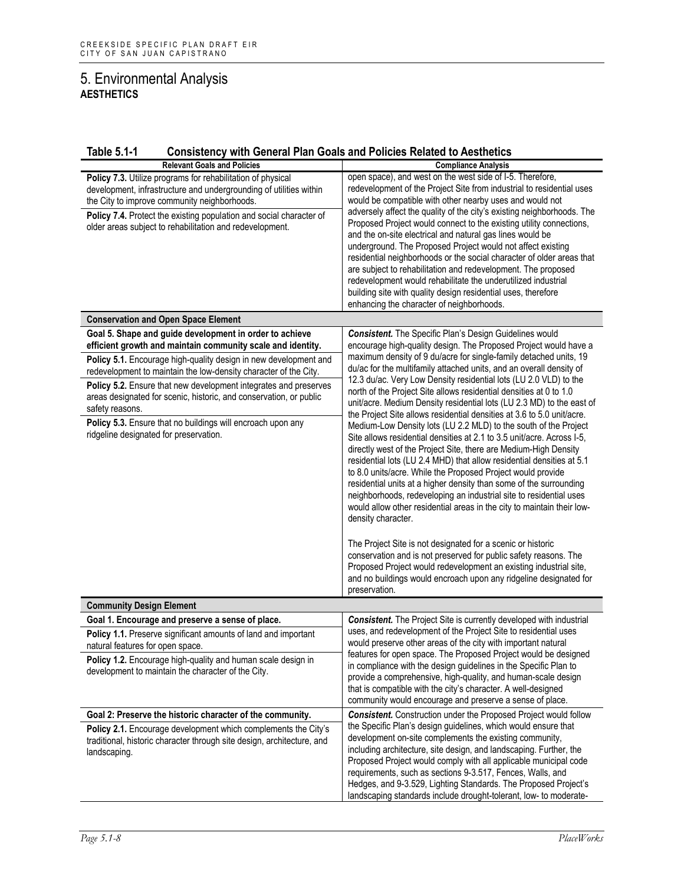# 5. Environmental Analysis

## AESTHETICS

**Table 5.1-1 Consistency with General Plan Goals and Policies Related to Aesthetics**

| Relevant Goals and Policies | Compliance Analysis |
|---|---|
| **Policy 7.3.** Utilize programs for rehabilitation of physical development, infrastructure and undergrounding of utilities within the City to improve community neighborhoods.<br><br>**Policy 7.4.** Protect the existing population and social character of older areas subject to rehabilitation and redevelopment. | open space), and west on the west side of I-5. Therefore, redevelopment of the Project Site from industrial to residential uses would be compatible with other nearby uses and would not adversely affect the quality of the city's existing neighborhoods. The Proposed Project would connect to the existing utility connections, and the on-site electrical and natural gas lines would be underground. The Proposed Project would not affect existing residential neighborhoods or the social character of older areas that are subject to rehabilitation and redevelopment. The proposed redevelopment would rehabilitate the underutilized industrial building site with quality design residential uses, therefore enhancing the character of neighborhoods. |
| **Conservation and Open Space Element** | |
| **Goal 5. Shape and guide development in order to achieve efficient growth and maintain community scale and identity.**<br><br>**Policy 5.1.** Encourage high-quality design in new development and redevelopment to maintain the low-density character of the City.<br><br>**Policy 5.2.** Ensure that new development integrates and preserves areas designated for scenic, historic, and conservation, or public safety reasons.<br><br>**Policy 5.3.** Ensure that no buildings will encroach upon any ridgeline designated for preservation. | ***Consistent.*** The Specific Plan's Design Guidelines would encourage high-quality design. The Proposed Project would have a maximum density of 9 du/acre for single-family detached units, 19 du/ac for the multifamily attached units, and an overall density of 12.3 du/ac. Very Low Density residential lots (LU 2.0 VLD) to the north of the Project Site allows residential densities at 0 to 1.0 unit/acre. Medium Density residential lots (LU 2.3 MD) to the east of the Project Site allows residential densities at 3.6 to 5.0 unit/acre. Medium-Low Density lots (LU 2.2 MLD) to the south of the Project Site allows residential densities at 2.1 to 3.5 unit/acre. Across I-5, directly west of the Project Site, there are Medium-High Density residential lots (LU 2.4 MHD) that allow residential densities at 5.1 to 8.0 units/acre. While the Proposed Project would provide residential units at a higher density than some of the surrounding neighborhoods, redeveloping an industrial site to residential uses would allow other residential areas in the city to maintain their low-density character.<br><br>The Project Site is not designated for a scenic or historic conservation and is not preserved for public safety reasons. The Proposed Project would redevelopment an existing industrial site, and no buildings would encroach upon any ridgeline designated for preservation. |
| **Community Design Element** | |
| **Goal 1. Encourage and preserve a sense of place.**<br><br>**Policy 1.1.** Preserve significant amounts of land and important natural features for open space.<br><br>**Policy 1.2.** Encourage high-quality and human scale design in development to maintain the character of the City. | ***Consistent.*** The Project Site is currently developed with industrial uses, and redevelopment of the Project Site to residential uses would preserve other areas of the city with important natural features for open space. The Proposed Project would be designed in compliance with the design guidelines in the Specific Plan to provide a comprehensive, high-quality, and human-scale design that is compatible with the city's character. A well-designed community would encourage and preserve a sense of place. |
| **Goal 2: Preserve the historic character of the community.**<br><br>**Policy 2.1.** Encourage development which complements the City's traditional, historic character through site design, architecture, and landscaping. | ***Consistent.*** Construction under the Proposed Project would follow the Specific Plan's design guidelines, which would ensure that development on-site complements the existing community, including architecture, site design, and landscaping. Further, the Proposed Project would comply with all applicable municipal code requirements, such as sections 9-3.517, Fences, Walls, and Hedges, and 9-3.529, Lighting Standards. The Proposed Project's landscaping standards include drought-tolerant, low- to moderate- |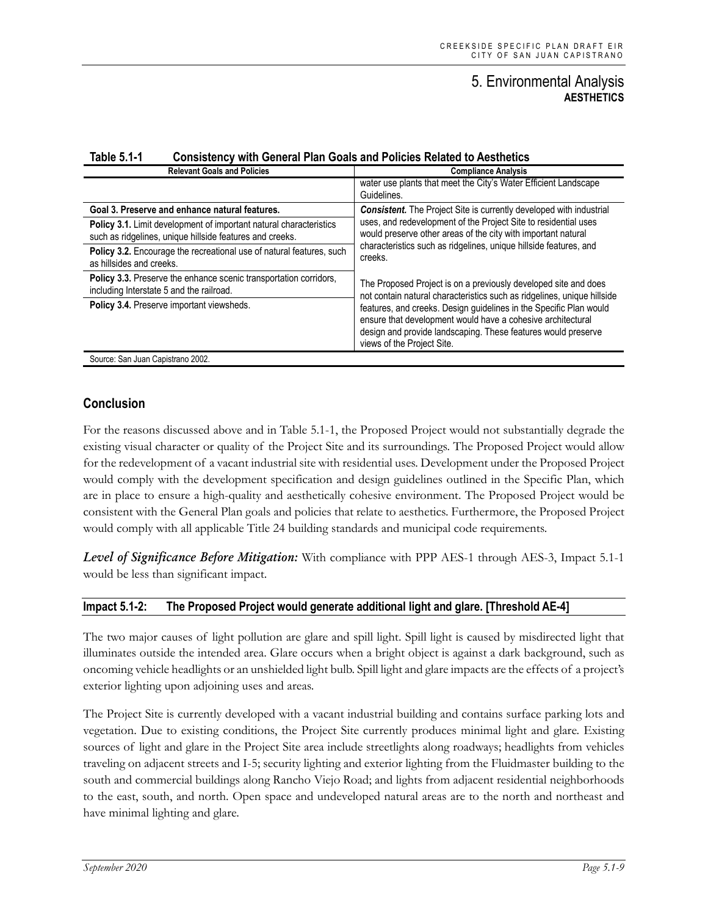**Table 5.1-1 Consistency with General Plan Goals and Policies Related to Aesthetics**

| Relevant Goals and Policies | Compliance Analysis |
|---|---|
| | water use plants that meet the City's Water Efficient Landscape Guidelines. |
| **Goal 3. Preserve and enhance natural features.** | ***Consistent.*** The Project Site is currently developed with industrial uses, and redevelopment of the Project Site to residential uses would preserve other areas of the city with important natural characteristics such as ridgelines, unique hillside features, and creeks. |
| **Policy 3.1.** Limit development of important natural characteristics such as ridgelines, unique hillside features and creeks. | |
| **Policy 3.2.** Encourage the recreational use of natural features, such as hillsides and creeks. | |
| **Policy 3.3.** Preserve the enhance scenic transportation corridors, including Interstate 5 and the railroad. | The Proposed Project is on a previously developed site and does not contain natural characteristics such as ridgelines, unique hillside features, and creeks. Design guidelines in the Specific Plan would ensure that development would have a cohesive architectural design and provide landscaping. These features would preserve views of the Project Site. |
| **Policy 3.4.** Preserve important viewsheds. | |

Source: San Juan Capistrano 2002.

### Conclusion

For the reasons discussed above and in Table 5.1-1, the Proposed Project would not substantially degrade the existing visual character or quality of the Project Site and its surroundings. The Proposed Project would allow for the redevelopment of a vacant industrial site with residential uses. Development under the Proposed Project would comply with the development specification and design guidelines outlined in the Specific Plan, which are in place to ensure a high-quality and aesthetically cohesive environment. The Proposed Project would be consistent with the General Plan goals and policies that relate to aesthetics. Furthermore, the Proposed Project would comply with all applicable Title 24 building standards and municipal code requirements.

***Level of Significance Before Mitigation:*** With compliance with PPP AES-1 through AES-3, Impact 5.1-1 would be less than significant impact.

#### Impact 5.1-2: The Proposed Project would generate additional light and glare. [Threshold AE-4]

The two major causes of light pollution are glare and spill light. Spill light is caused by misdirected light that illuminates outside the intended area. Glare occurs when a bright object is against a dark background, such as oncoming vehicle headlights or an unshielded light bulb. Spill light and glare impacts are the effects of a project's exterior lighting upon adjoining uses and areas.

The Project Site is currently developed with a vacant industrial building and contains surface parking lots and vegetation. Due to existing conditions, the Project Site currently produces minimal light and glare. Existing sources of light and glare in the Project Site area include streetlights along roadways; headlights from vehicles traveling on adjacent streets and I-5; security lighting and exterior lighting from the Fluidmaster building to the south and commercial buildings along Rancho Viejo Road; and lights from adjacent residential neighborhoods to the east, south, and north. Open space and undeveloped natural areas are to the north and northeast and have minimal lighting and glare.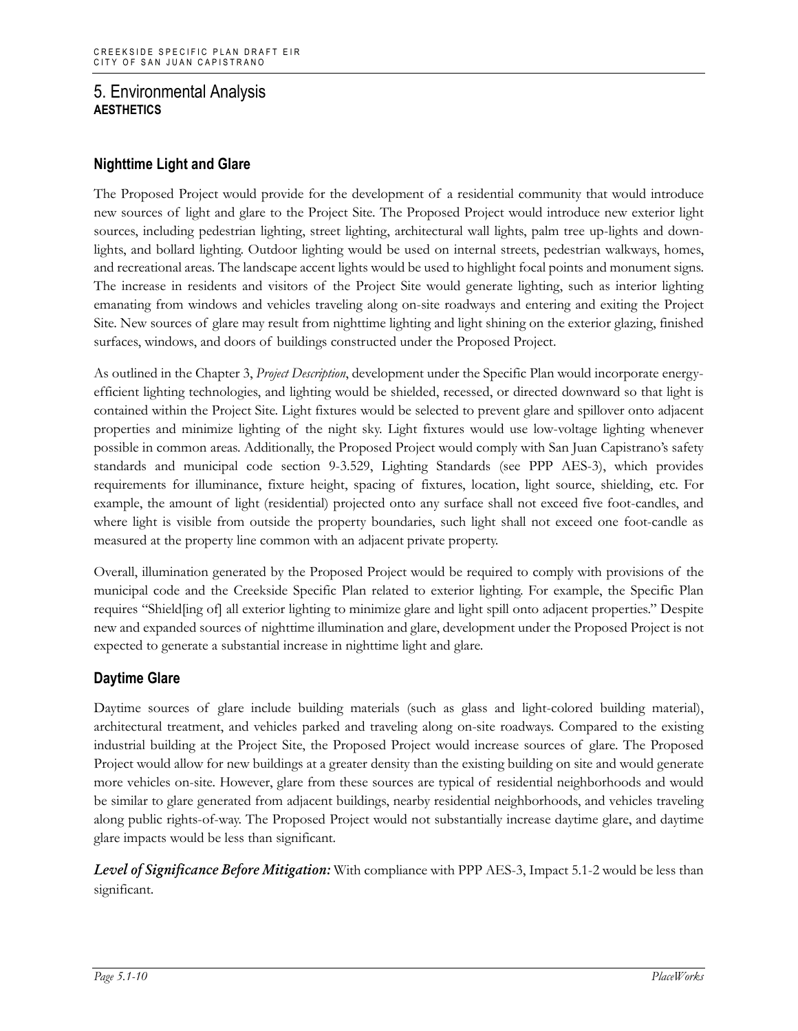## 5. Environmental Analysis
### AESTHETICS

### Nighttime Light and Glare

The Proposed Project would provide for the development of a residential community that would introduce new sources of light and glare to the Project Site. The Proposed Project would introduce new exterior light sources, including pedestrian lighting, street lighting, architectural wall lights, palm tree up-lights and down-lights, and bollard lighting. Outdoor lighting would be used on internal streets, pedestrian walkways, homes, and recreational areas. The landscape accent lights would be used to highlight focal points and monument signs. The increase in residents and visitors of the Project Site would generate lighting, such as interior lighting emanating from windows and vehicles traveling along on-site roadways and entering and exiting the Project Site. New sources of glare may result from nighttime lighting and light shining on the exterior glazing, finished surfaces, windows, and doors of buildings constructed under the Proposed Project.

As outlined in the Chapter 3, *Project Description*, development under the Specific Plan would incorporate energy-efficient lighting technologies, and lighting would be shielded, recessed, or directed downward so that light is contained within the Project Site. Light fixtures would be selected to prevent glare and spillover onto adjacent properties and minimize lighting of the night sky. Light fixtures would use low-voltage lighting whenever possible in common areas. Additionally, the Proposed Project would comply with San Juan Capistrano's safety standards and municipal code section 9-3.529, Lighting Standards (see PPP AES-3), which provides requirements for illuminance, fixture height, spacing of fixtures, location, light source, shielding, etc. For example, the amount of light (residential) projected onto any surface shall not exceed five foot-candles, and where light is visible from outside the property boundaries, such light shall not exceed one foot-candle as measured at the property line common with an adjacent private property.

Overall, illumination generated by the Proposed Project would be required to comply with provisions of the municipal code and the Creekside Specific Plan related to exterior lighting. For example, the Specific Plan requires "Shield[ing of] all exterior lighting to minimize glare and light spill onto adjacent properties." Despite new and expanded sources of nighttime illumination and glare, development under the Proposed Project is not expected to generate a substantial increase in nighttime light and glare.

### Daytime Glare

Daytime sources of glare include building materials (such as glass and light-colored building material), architectural treatment, and vehicles parked and traveling along on-site roadways. Compared to the existing industrial building at the Project Site, the Proposed Project would increase sources of glare. The Proposed Project would allow for new buildings at a greater density than the existing building on site and would generate more vehicles on-site. However, glare from these sources are typical of residential neighborhoods and would be similar to glare generated from adjacent buildings, nearby residential neighborhoods, and vehicles traveling along public rights-of-way. The Proposed Project would not substantially increase daytime glare, and daytime glare impacts would be less than significant.

***Level of Significance Before Mitigation:*** With compliance with PPP AES-3, Impact 5.1-2 would be less than significant.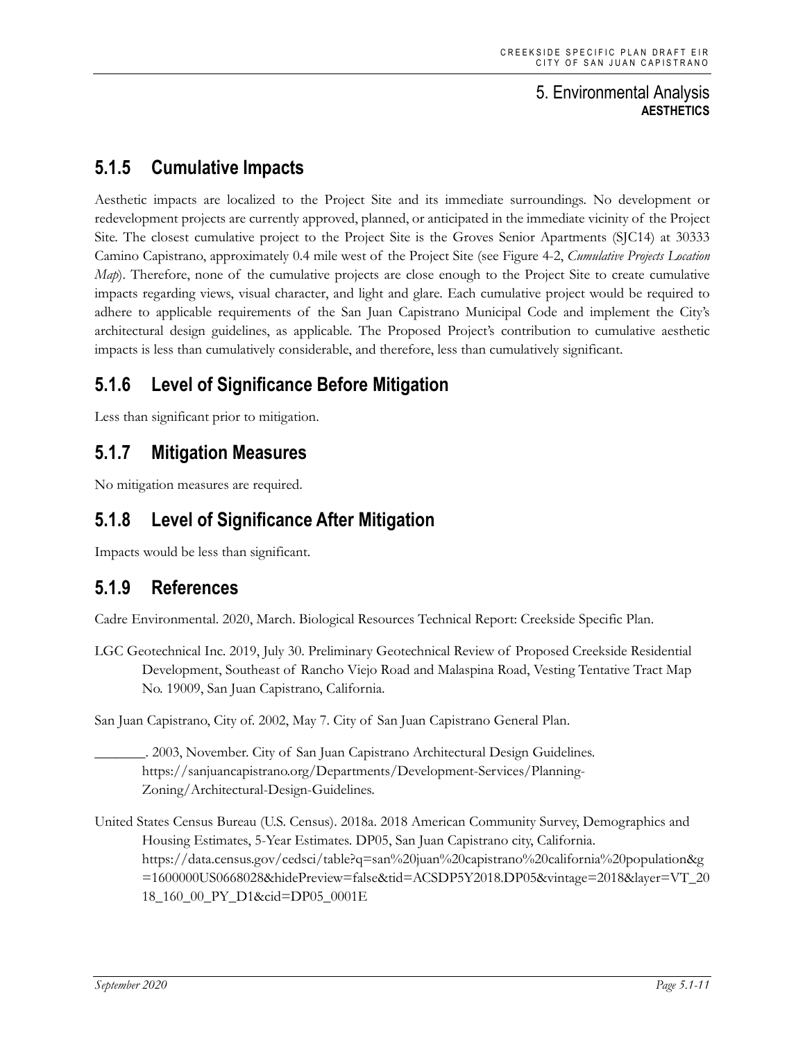## 5.1.5 Cumulative Impacts

Aesthetic impacts are localized to the Project Site and its immediate surroundings. No development or redevelopment projects are currently approved, planned, or anticipated in the immediate vicinity of the Project Site. The closest cumulative project to the Project Site is the Groves Senior Apartments (SJC14) at 30333 Camino Capistrano, approximately 0.4 mile west of the Project Site (see Figure 4-2, *Cumulative Projects Location Map*). Therefore, none of the cumulative projects are close enough to the Project Site to create cumulative impacts regarding views, visual character, and light and glare. Each cumulative project would be required to adhere to applicable requirements of the San Juan Capistrano Municipal Code and implement the City's architectural design guidelines, as applicable. The Proposed Project's contribution to cumulative aesthetic impacts is less than cumulatively considerable, and therefore, less than cumulatively significant.

## 5.1.6 Level of Significance Before Mitigation

Less than significant prior to mitigation.

## 5.1.7 Mitigation Measures

No mitigation measures are required.

## 5.1.8 Level of Significance After Mitigation

Impacts would be less than significant.

## 5.1.9 References

Cadre Environmental. 2020, March. Biological Resources Technical Report: Creekside Specific Plan.

LGC Geotechnical Inc. 2019, July 30. Preliminary Geotechnical Review of Proposed Creekside Residential Development, Southeast of Rancho Viejo Road and Malaspina Road, Vesting Tentative Tract Map No. 19009, San Juan Capistrano, California.

San Juan Capistrano, City of. 2002, May 7. City of San Juan Capistrano General Plan.

_______. 2003, November. City of San Juan Capistrano Architectural Design Guidelines. https://sanjuancapistrano.org/Departments/Development-Services/Planning-Zoning/Architectural-Design-Guidelines.

United States Census Bureau (U.S. Census). 2018a. 2018 American Community Survey, Demographics and Housing Estimates, 5-Year Estimates. DP05, San Juan Capistrano city, California. https://data.census.gov/cedsci/table?q=san%20juan%20capistrano%20california%20population&g=1600000US0668028&hidePreview=false&tid=ACSDP5Y2018.DP05&vintage=2018&layer=VT_2018_160_00_PY_D1&cid=DP05_0001E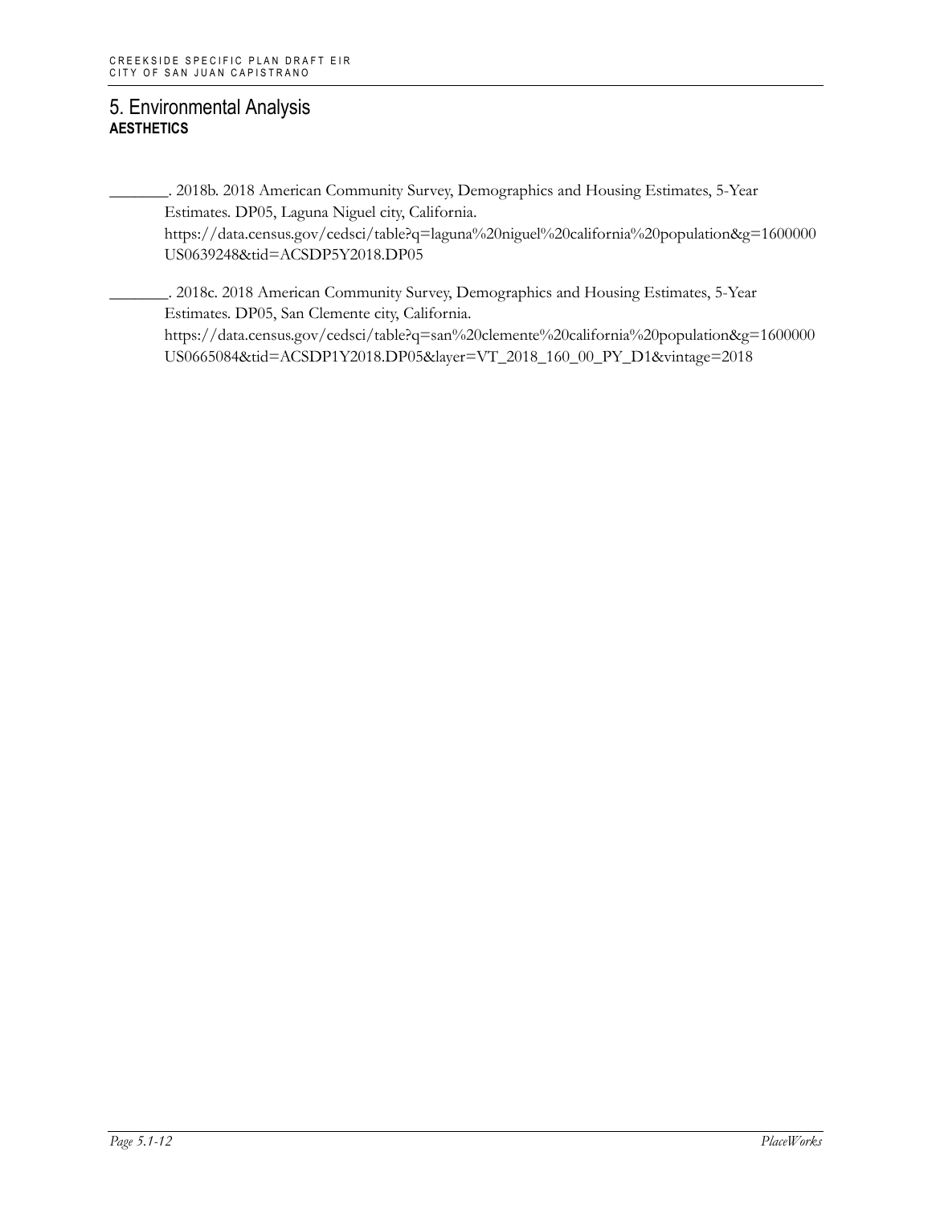# 5. Environmental Analysis

## AESTHETICS

_______. 2018b. 2018 American Community Survey, Demographics and Housing Estimates, 5-Year Estimates. DP05, Laguna Niguel city, California. https://data.census.gov/cedsci/table?q=laguna%20niguel%20california%20population&g=1600000US0639248&tid=ACSDP5Y2018.DP05

_______. 2018c. 2018 American Community Survey, Demographics and Housing Estimates, 5-Year Estimates. DP05, San Clemente city, California. https://data.census.gov/cedsci/table?q=san%20clemente%20california%20population&g=1600000US0665084&tid=ACSDP1Y2018.DP05&layer=VT_2018_160_00_PY_D1&vintage=2018